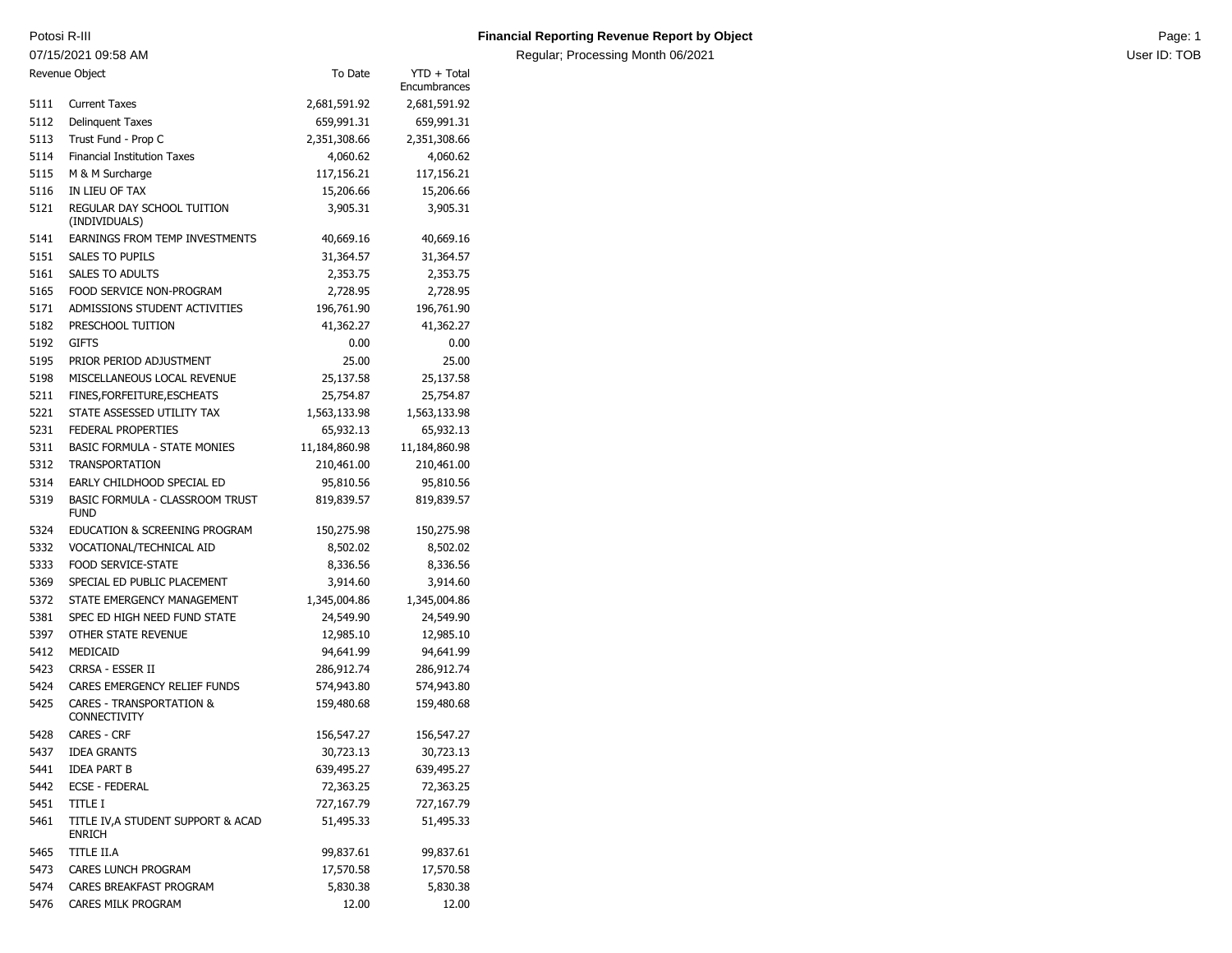Potosi R-III

07/15/2021 09:58 AM

# Financial Reporting Revenue Report by Object

Regular; Processing Month 06/2021

User ID: TOB

| Revenue Object | | To Date | YTD + Total Encumbrances |
|---|---|---|---|
| 5111 | Current Taxes | 2,681,591.92 | 2,681,591.92 |
| 5112 | Delinquent Taxes | 659,991.31 | 659,991.31 |
| 5113 | Trust Fund - Prop C | 2,351,308.66 | 2,351,308.66 |
| 5114 | Financial Institution Taxes | 4,060.62 | 4,060.62 |
| 5115 | M & M Surcharge | 117,156.21 | 117,156.21 |
| 5116 | IN LIEU OF TAX | 15,206.66 | 15,206.66 |
| 5121 | REGULAR DAY SCHOOL TUITION (INDIVIDUALS) | 3,905.31 | 3,905.31 |
| 5141 | EARNINGS FROM TEMP INVESTMENTS | 40,669.16 | 40,669.16 |
| 5151 | SALES TO PUPILS | 31,364.57 | 31,364.57 |
| 5161 | SALES TO ADULTS | 2,353.75 | 2,353.75 |
| 5165 | FOOD SERVICE NON-PROGRAM | 2,728.95 | 2,728.95 |
| 5171 | ADMISSIONS STUDENT ACTIVITIES | 196,761.90 | 196,761.90 |
| 5182 | PRESCHOOL TUITION | 41,362.27 | 41,362.27 |
| 5192 | GIFTS | 0.00 | 0.00 |
| 5195 | PRIOR PERIOD ADJUSTMENT | 25.00 | 25.00 |
| 5198 | MISCELLANEOUS LOCAL REVENUE | 25,137.58 | 25,137.58 |
| 5211 | FINES,FORFEITURE,ESCHEATS | 25,754.87 | 25,754.87 |
| 5221 | STATE ASSESSED UTILITY TAX | 1,563,133.98 | 1,563,133.98 |
| 5231 | FEDERAL PROPERTIES | 65,932.13 | 65,932.13 |
| 5311 | BASIC FORMULA - STATE MONIES | 11,184,860.98 | 11,184,860.98 |
| 5312 | TRANSPORTATION | 210,461.00 | 210,461.00 |
| 5314 | EARLY CHILDHOOD SPECIAL ED | 95,810.56 | 95,810.56 |
| 5319 | BASIC FORMULA - CLASSROOM TRUST FUND | 819,839.57 | 819,839.57 |
| 5324 | EDUCATION & SCREENING PROGRAM | 150,275.98 | 150,275.98 |
| 5332 | VOCATIONAL/TECHNICAL AID | 8,502.02 | 8,502.02 |
| 5333 | FOOD SERVICE-STATE | 8,336.56 | 8,336.56 |
| 5369 | SPECIAL ED PUBLIC PLACEMENT | 3,914.60 | 3,914.60 |
| 5372 | STATE EMERGENCY MANAGEMENT | 1,345,004.86 | 1,345,004.86 |
| 5381 | SPEC ED HIGH NEED FUND STATE | 24,549.90 | 24,549.90 |
| 5397 | OTHER STATE REVENUE | 12,985.10 | 12,985.10 |
| 5412 | MEDICAID | 94,641.99 | 94,641.99 |
| 5423 | CRRSA - ESSER II | 286,912.74 | 286,912.74 |
| 5424 | CARES EMERGENCY RELIEF FUNDS | 574,943.80 | 574,943.80 |
| 5425 | CARES - TRANSPORTATION & CONNECTIVITY | 159,480.68 | 159,480.68 |
| 5428 | CARES - CRF | 156,547.27 | 156,547.27 |
| 5437 | IDEA GRANTS | 30,723.13 | 30,723.13 |
| 5441 | IDEA PART B | 639,495.27 | 639,495.27 |
| 5442 | ECSE - FEDERAL | 72,363.25 | 72,363.25 |
| 5451 | TITLE I | 727,167.79 | 727,167.79 |
| 5461 | TITLE IV,A STUDENT SUPPORT & ACAD ENRICH | 51,495.33 | 51,495.33 |
| 5465 | TITLE II.A | 99,837.61 | 99,837.61 |
| 5473 | CARES LUNCH PROGRAM | 17,570.58 | 17,570.58 |
| 5474 | CARES BREAKFAST PROGRAM | 5,830.38 | 5,830.38 |
| 5476 | CARES MILK PROGRAM | 12.00 | 12.00 |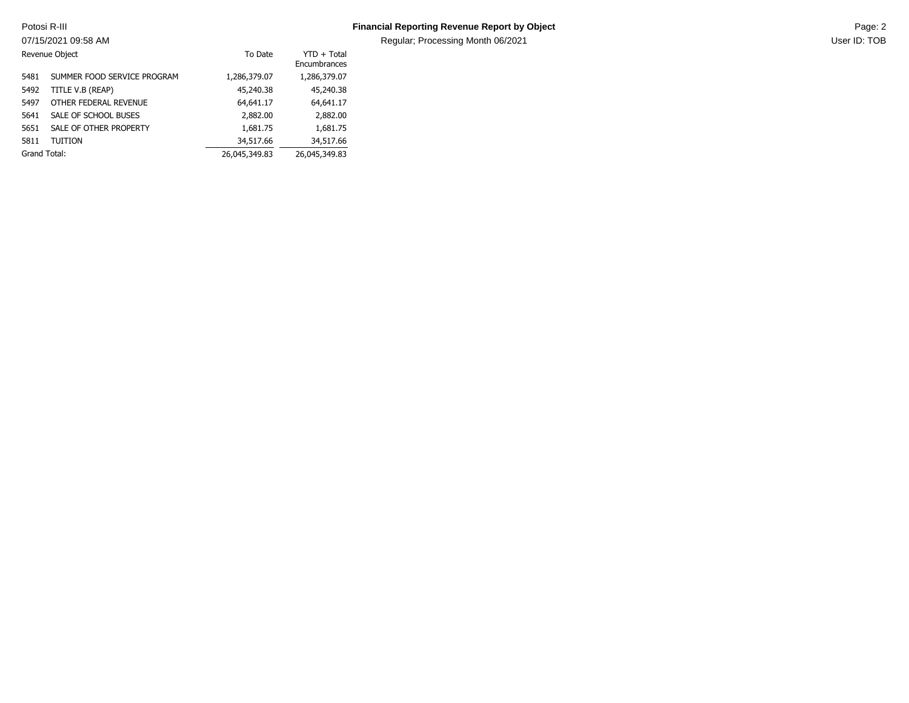| Revenue Object | | To Date | YTD + Total Encumbrances |
|---|---|---|---|
| 5481 | SUMMER FOOD SERVICE PROGRAM | 1,286,379.07 | 1,286,379.07 |
| 5492 | TITLE V.B (REAP) | 45,240.38 | 45,240.38 |
| 5497 | OTHER FEDERAL REVENUE | 64,641.17 | 64,641.17 |
| 5641 | SALE OF SCHOOL BUSES | 2,882.00 | 2,882.00 |
| 5651 | SALE OF OTHER PROPERTY | 1,681.75 | 1,681.75 |
| 5811 | TUITION | 34,517.66 | 34,517.66 |
| Grand Total: | | 26,045,349.83 | 26,045,349.83 |